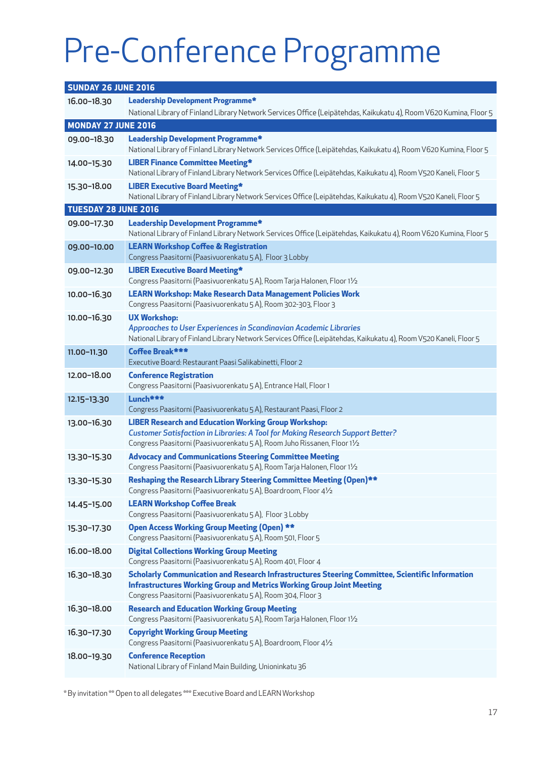# Pre-Conference Programme

| SUNDAY 26 JUNE 2016 | |
|---|---|
| 16.00–18.30 | **Leadership Development Programme***<br>National Library of Finland Library Network Services Office (Leipätehdas, Kaikukatu 4), Room V620 Kumina, Floor 5 |
| **MONDAY 27 JUNE 2016** | |
| 09.00–18.30 | **Leadership Development Programme***<br>National Library of Finland Library Network Services Office (Leipätehdas, Kaikukatu 4), Room V620 Kumina, Floor 5 |
| 14.00–15.30 | **LIBER Finance Committee Meeting***<br>National Library of Finland Library Network Services Office (Leipätehdas, Kaikukatu 4), Room V520 Kaneli, Floor 5 |
| 15.30–18.00 | **LIBER Executive Board Meeting***<br>National Library of Finland Library Network Services Office (Leipätehdas, Kaikukatu 4), Room V520 Kaneli, Floor 5 |
| **TUESDAY 28 JUNE 2016** | |
| 09.00–17.30 | **Leadership Development Programme***<br>National Library of Finland Library Network Services Office (Leipätehdas, Kaikukatu 4), Room V620 Kumina, Floor 5 |
| 09.00–10.00 | **LEARN Workshop Coffee & Registration**<br>Congress Paasitorni (Paasivuorenkatu 5 A), Floor 3 Lobby |
| 09.00–12.30 | **LIBER Executive Board Meeting***<br>Congress Paasitorni (Paasivuorenkatu 5 A), Room Tarja Halonen, Floor 1½ |
| 10.00–16.30 | **LEARN Workshop: Make Research Data Management Policies Work**<br>Congress Paasitorni (Paasivuorenkatu 5 A), Room 302-303, Floor 3 |
| 10.00–16.30 | **UX Workshop:**<br>*Approaches to User Experiences in Scandinavian Academic Libraries*<br>National Library of Finland Library Network Services Office (Leipätehdas, Kaikukatu 4), Room V520 Kaneli, Floor 5 |
| 11.00–11.30 | **Coffee Break*****<br>Executive Board: Restaurant Paasi Salikabinetti, Floor 2 |
| 12.00–18.00 | **Conference Registration**<br>Congress Paasitorni (Paasivuorenkatu 5 A), Entrance Hall, Floor 1 |
| 12.15–13.30 | **Lunch*****<br>Congress Paasitorni (Paasivuorenkatu 5 A), Restaurant Paasi, Floor 2 |
| 13.00–16.30 | **LIBER Research and Education Working Group Workshop:**<br>*Customer Satisfaction in Libraries: A Tool for Making Research Support Better?*<br>Congress Paasitorni (Paasivuorenkatu 5 A), Room Juho Rissanen, Floor 1½ |
| 13.30–15.30 | **Advocacy and Communications Steering Committee Meeting**<br>Congress Paasitorni (Paasivuorenkatu 5 A), Room Tarja Halonen, Floor 1½ |
| 13.30–15.30 | **Reshaping the Research Library Steering Committee Meeting (Open)****<br>Congress Paasitorni (Paasivuorenkatu 5 A), Boardroom, Floor 4½ |
| 14.45–15.00 | **LEARN Workshop Coffee Break**<br>Congress Paasitorni (Paasivuorenkatu 5 A), Floor 3 Lobby |
| 15.30–17.30 | **Open Access Working Group Meeting (Open) ****<br>Congress Paasitorni (Paasivuorenkatu 5 A), Room 501, Floor 5 |
| 16.00–18.00 | **Digital Collections Working Group Meeting**<br>Congress Paasitorni (Paasivuorenkatu 5 A), Room 401, Floor 4 |
| 16.30–18.30 | **Scholarly Communication and Research Infrastructures Steering Committee, Scientific Information Infrastructures Working Group and Metrics Working Group Joint Meeting**<br>Congress Paasitorni (Paasivuorenkatu 5 A), Room 304, Floor 3 |
| 16.30–18.00 | **Research and Education Working Group Meeting**<br>Congress Paasitorni (Paasivuorenkatu 5 A), Room Tarja Halonen, Floor 1½ |
| 16.30–17.30 | **Copyright Working Group Meeting**<br>Congress Paasitorni (Paasivuorenkatu 5 A), Boardroom, Floor 4½ |
| 18.00–19.30 | **Conference Reception**<br>National Library of Finland Main Building, Unioninkatu 36 |

* By invitation ** Open to all delegates *** Executive Board and LEARN Workshop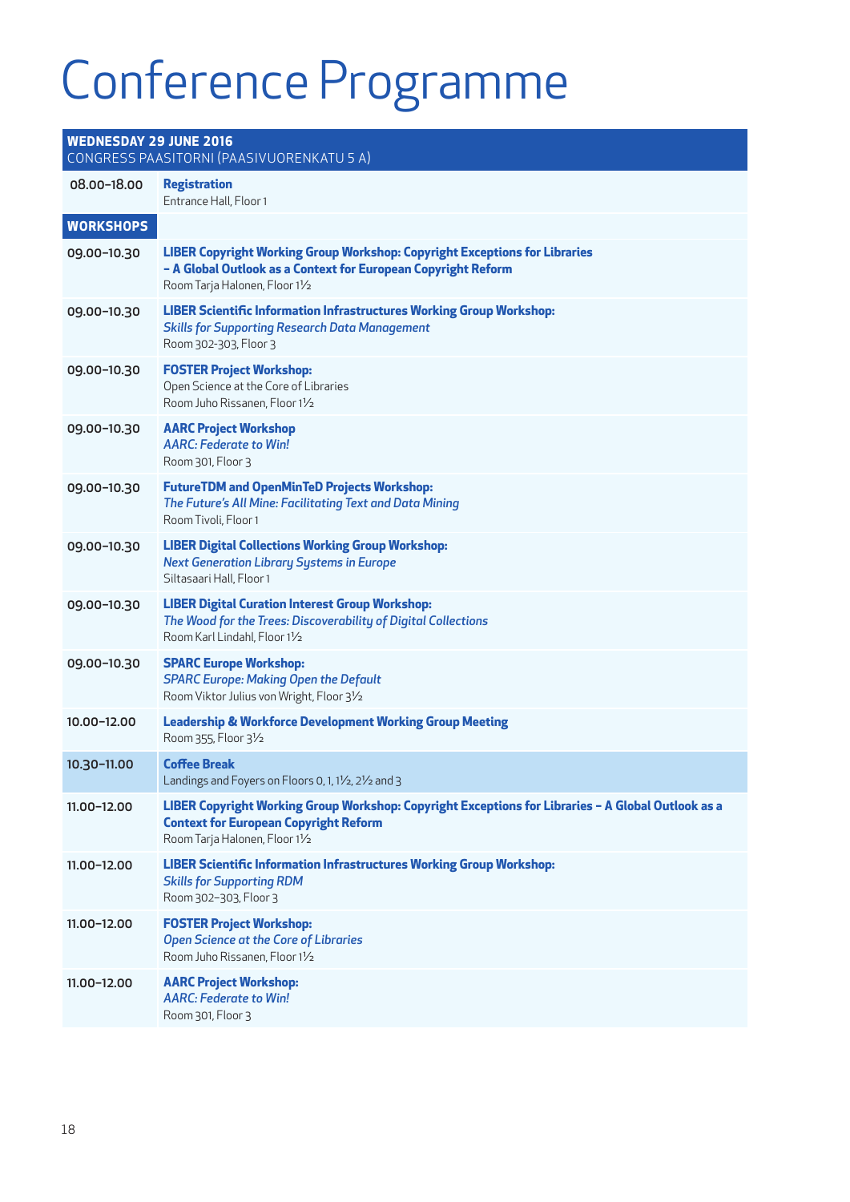# Conference Programme

| **WEDNESDAY 29 JUNE 2016** CONGRESS PAASITORNI (PAASIVUORENKATU 5 A) | |
|---|---|
| 08.00–18.00 | **Registration** Entrance Hall, Floor 1 |
| **WORKSHOPS** | |
| 09.00–10.30 | **LIBER Copyright Working Group Workshop: Copyright Exceptions for Libraries – A Global Outlook as a Context for European Copyright Reform** Room Tarja Halonen, Floor 1½ |
| 09.00–10.30 | **LIBER Scientific Information Infrastructures Working Group Workshop:** *Skills for Supporting Research Data Management* Room 302-303, Floor 3 |
| 09.00–10.30 | **FOSTER Project Workshop:** Open Science at the Core of Libraries Room Juho Rissanen, Floor 1½ |
| 09.00–10.30 | **AARC Project Workshop** *AARC: Federate to Win!* Room 301, Floor 3 |
| 09.00–10.30 | **FutureTDM and OpenMinTeD Projects Workshop:** *The Future's All Mine: Facilitating Text and Data Mining* Room Tivoli, Floor 1 |
| 09.00–10.30 | **LIBER Digital Collections Working Group Workshop:** *Next Generation Library Systems in Europe* Siltasaari Hall, Floor 1 |
| 09.00–10.30 | **LIBER Digital Curation Interest Group Workshop:** *The Wood for the Trees: Discoverability of Digital Collections* Room Karl Lindahl, Floor 1½ |
| 09.00–10.30 | **SPARC Europe Workshop:** *SPARC Europe: Making Open the Default* Room Viktor Julius von Wright, Floor 3½ |
| 10.00–12.00 | **Leadership & Workforce Development Working Group Meeting** Room 355, Floor 3½ |
| 10.30–11.00 | **Coffee Break** Landings and Foyers on Floors 0, 1, 1½, 2½ and 3 |
| 11.00–12.00 | **LIBER Copyright Working Group Workshop: Copyright Exceptions for Libraries – A Global Outlook as a Context for European Copyright Reform** Room Tarja Halonen, Floor 1½ |
| 11.00–12.00 | **LIBER Scientific Information Infrastructures Working Group Workshop:** *Skills for Supporting RDM* Room 302–303, Floor 3 |
| 11.00–12.00 | **FOSTER Project Workshop:** *Open Science at the Core of Libraries* Room Juho Rissanen, Floor 1½ |
| 11.00–12.00 | **AARC Project Workshop:** *AARC: Federate to Win!* Room 301, Floor 3 |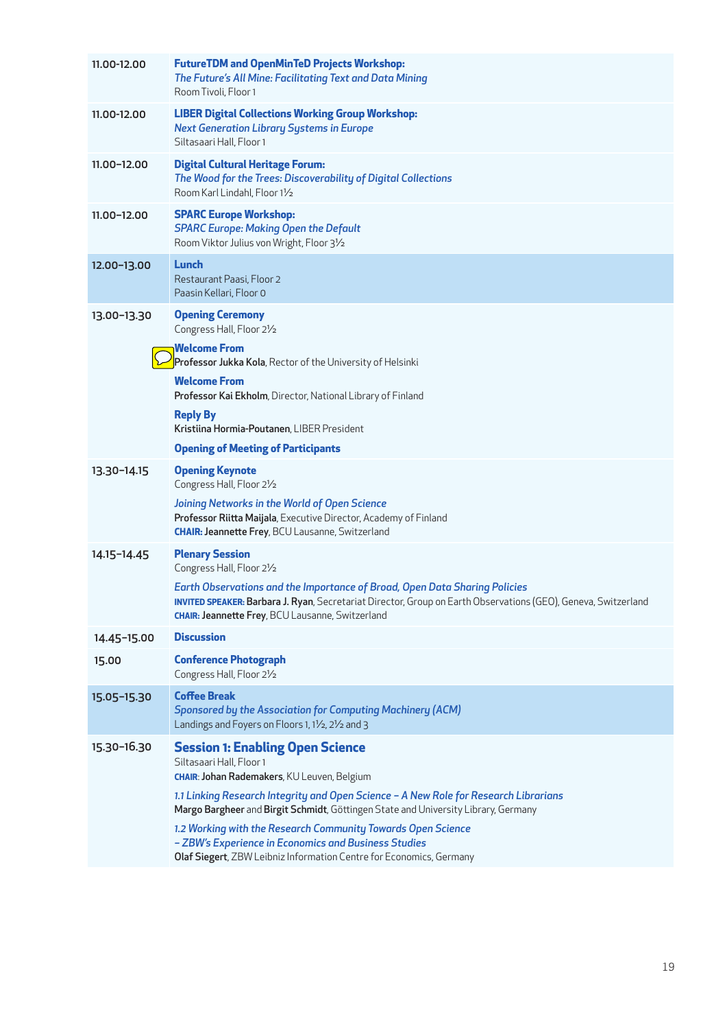| | |
|---|---|
| 11.00-12.00 | **FutureTDM and OpenMinTeD Projects Workshop:** *The Future's All Mine: Facilitating Text and Data Mining* Room Tivoli, Floor 1 |
| 11.00-12.00 | **LIBER Digital Collections Working Group Workshop:** *Next Generation Library Systems in Europe* Siltasaari Hall, Floor 1 |
| 11.00–12.00 | **Digital Cultural Heritage Forum:** *The Wood for the Trees: Discoverability of Digital Collections* Room Karl Lindahl, Floor 1½ |
| 11.00–12.00 | **SPARC Europe Workshop:** *SPARC Europe: Making Open the Default* Room Viktor Julius von Wright, Floor 3½ |
| 12.00–13.00 | **Lunch** Restaurant Paasi, Floor 2 Paasin Kellari, Floor 0 |
| 13.00–13.30 | **Opening Ceremony** Congress Hall, Floor 2½ **Welcome From** **Professor Jukka Kola**, Rector of the University of Helsinki **Welcome From** **Professor Kai Ekholm**, Director, National Library of Finland **Reply By** **Kristiina Hormia-Poutanen**, LIBER President **Opening of Meeting of Participants** |
| 13.30–14.15 | **Opening Keynote** Congress Hall, Floor 2½ *Joining Networks in the World of Open Science* **Professor Riitta Maijala**, Executive Director, Academy of Finland **CHAIR: Jeannette Frey**, BCU Lausanne, Switzerland |
| 14.15–14.45 | **Plenary Session** Congress Hall, Floor 2½ *Earth Observations and the Importance of Broad, Open Data Sharing Policies* **INVITED SPEAKER: Barbara J. Ryan**, Secretariat Director, Group on Earth Observations (GEO), Geneva, Switzerland **CHAIR: Jeannette Frey**, BCU Lausanne, Switzerland |
| 14.45–15.00 | **Discussion** |
| 15.00 | **Conference Photograph** Congress Hall, Floor 2½ |
| 15.05–15.30 | **Coffee Break** *Sponsored by the Association for Computing Machinery (ACM)* Landings and Foyers on Floors 1, 1½, 2½ and 3 |
| 15.30–16.30 | **Session 1: Enabling Open Science** Siltasaari Hall, Floor 1 **CHAIR**: **Johan Rademakers**, KU Leuven, Belgium *1.1 Linking Research Integrity and Open Science – A New Role for Research Librarians* **Margo Bargheer** and **Birgit Schmidt**, Göttingen State and University Library, Germany *1.2 Working with the Research Community Towards Open Science – ZBW's Experience in Economics and Business Studies* **Olaf Siegert**, ZBW Leibniz Information Centre for Economics, Germany |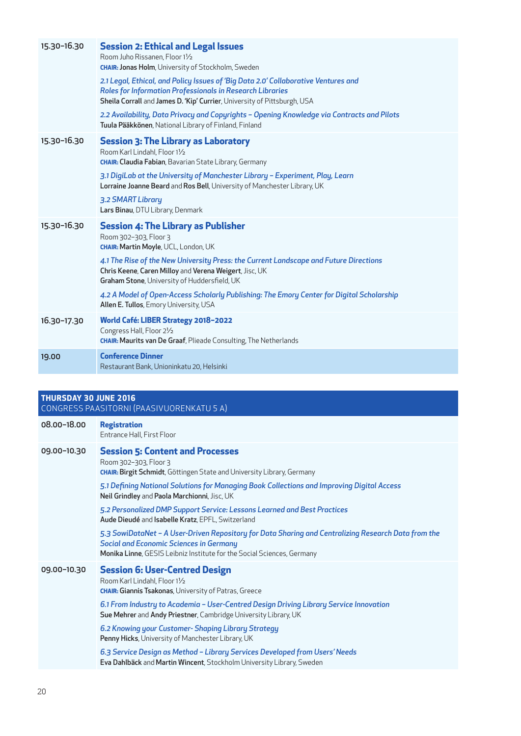| | |
|---|---|
| 15.30–16.30 | **Session 2: Ethical and Legal Issues**<br>Room Juho Rissanen, Floor 1½<br>**CHAIR: Jonas Holm**, University of Stockholm, Sweden<br>*2.1 Legal, Ethical, and Policy Issues of 'Big Data 2.0' Collaborative Ventures and Roles for Information Professionals in Research Libraries*<br>**Sheila Corrall** and **James D. 'Kip' Currier**, University of Pittsburgh, USA<br>*2.2 Availability, Data Privacy and Copyrights – Opening Knowledge via Contracts and Pilots*<br>**Tuula Pääkkönen**, National Library of Finland, Finland |
| 15.30–16.30 | **Session 3: The Library as Laboratory**<br>Room Karl Lindahl, Floor 1½<br>**CHAIR: Claudia Fabian**, Bavarian State Library, Germany<br>*3.1 DigiLab at the University of Manchester Library – Experiment, Play, Learn*<br>**Lorraine Joanne Beard** and **Ros Bell**, University of Manchester Library, UK<br>*3.2 SMART Library*<br>**Lars Binau**, DTU Library, Denmark |
| 15.30–16.30 | **Session 4: The Library as Publisher**<br>Room 302–303, Floor 3<br>**CHAIR: Martin Moyle**, UCL, London, UK<br>*4.1 The Rise of the New University Press: the Current Landscape and Future Directions*<br>**Chris Keene**, **Caren Milloy** and **Verena Weigert**, Jisc, UK<br>**Graham Stone**, University of Huddersfield, UK<br>*4.2 A Model of Open-Access Scholarly Publishing: The Emory Center for Digital Scholarship*<br>**Allen E. Tullos**, Emory University, USA |
| 16.30–17.30 | **World Café: LIBER Strategy 2018–2022**<br>Congress Hall, Floor 2½<br>**CHAIR: Maurits van De Graaf**, Plieade Consulting, The Netherlands |
| 19.00 | **Conference Dinner**<br>Restaurant Bank, Unioninkatu 20, Helsinki |

## THURSDAY 30 JUNE 2016
CONGRESS PAASITORNI (PAASIVUORENKATU 5 A)

| | |
|---|---|
| 08.00–18.00 | **Registration**<br>Entrance Hall, First Floor |
| 09.00–10.30 | **Session 5: Content and Processes**<br>Room 302–303, Floor 3<br>**CHAIR: Birgit Schmidt**, Göttingen State and University Library, Germany<br>*5.1 Defining National Solutions for Managing Book Collections and Improving Digital Access*<br>**Neil Grindley** and **Paola Marchionni**, Jisc, UK<br>*5.2 Personalized DMP Support Service: Lessons Learned and Best Practices*<br>**Aude Dieudé** and **Isabelle Kratz**, EPFL, Switzerland<br>*5.3 SowiDataNet – A User-Driven Repository for Data Sharing and Centralizing Research Data from the Social and Economic Sciences in Germany*<br>**Monika Linne**, GESIS Leibniz Institute for the Social Sciences, Germany |
| 09.00–10.30 | **Session 6: User-Centred Design**<br>Room Karl Lindahl, Floor 1½<br>**CHAIR: Giannis Tsakonas**, University of Patras, Greece<br>*6.1 From Industry to Academia – User-Centred Design Driving Library Service Innovation*<br>**Sue Mehrer** and **Andy Priestner**, Cambridge University Library, UK<br>*6.2 Knowing your Customer- Shaping Library Strategy*<br>**Penny Hicks**, University of Manchester Library, UK<br>*6.3 Service Design as Method – Library Services Developed from Users' Needs*<br>**Eva Dahlbäck** and **Martin Wincent**, Stockholm University Library, Sweden |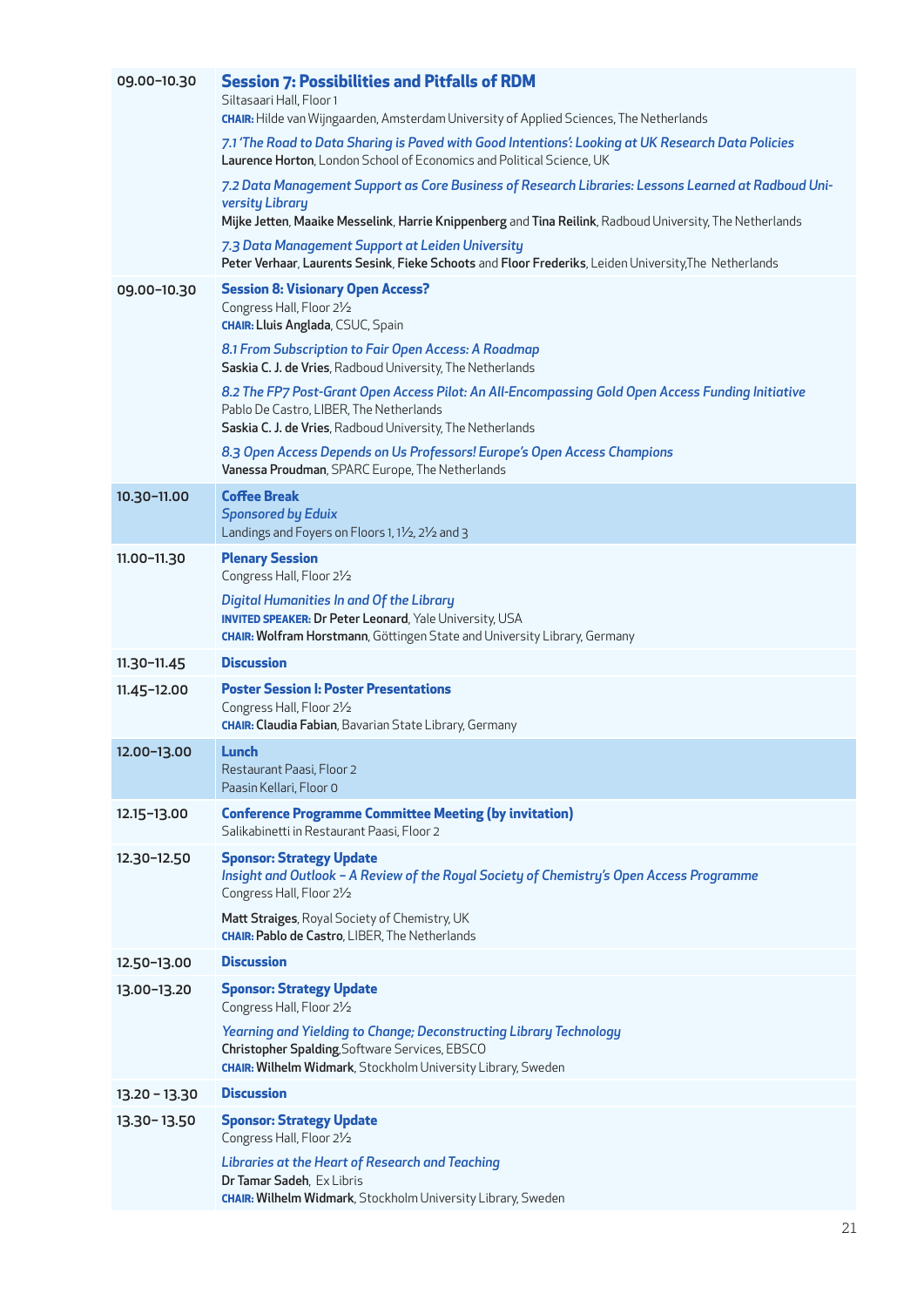| | |
|---|---|
| 09.00–10.30 | **Session 7: Possibilities and Pitfalls of RDM**<br>Siltasaari Hall, Floor 1<br>**CHAIR:** Hilde van Wijngaarden, Amsterdam University of Applied Sciences, The Netherlands<br>*7.1 'The Road to Data Sharing is Paved with Good Intentions': Looking at UK Research Data Policies*<br>**Laurence Horton**, London School of Economics and Political Science, UK<br>*7.2 Data Management Support as Core Business of Research Libraries: Lessons Learned at Radboud University Library*<br>**Mijke Jetten**, **Maaike Messelink**, **Harrie Knippenberg** and **Tina Reilink**, Radboud University, The Netherlands<br>*7.3 Data Management Support at Leiden University*<br>**Peter Verhaar**, **Laurents Sesink**, **Fieke Schoots** and **Floor Frederiks**, Leiden University, The Netherlands |
| 09.00–10.30 | **Session 8: Visionary Open Access?**<br>Congress Hall, Floor 2½<br>**CHAIR:** **Lluis Anglada**, CSUC, Spain<br>*8.1 From Subscription to Fair Open Access: A Roadmap*<br>**Saskia C. J. de Vries**, Radboud University, The Netherlands<br>*8.2 The FP7 Post-Grant Open Access Pilot: An All-Encompassing Gold Open Access Funding Initiative*<br>Pablo De Castro, LIBER, The Netherlands<br>**Saskia C. J. de Vries**, Radboud University, The Netherlands<br>*8.3 Open Access Depends on Us Professors! Europe's Open Access Champions*<br>**Vanessa Proudman**, SPARC Europe, The Netherlands |
| 10.30–11.00 | **Coffee Break**<br>*Sponsored by Eduix*<br>Landings and Foyers on Floors 1, 1½, 2½ and 3 |
| 11.00–11.30 | **Plenary Session**<br>Congress Hall, Floor 2½<br>*Digital Humanities In and Of the Library*<br>**INVITED SPEAKER:** **Dr Peter Leonard**, Yale University, USA<br>**CHAIR:** **Wolfram Horstmann**, Göttingen State and University Library, Germany |
| 11.30–11.45 | **Discussion** |
| 11.45–12.00 | **Poster Session I: Poster Presentations**<br>Congress Hall, Floor 2½<br>**CHAIR:** **Claudia Fabian**, Bavarian State Library, Germany |
| 12.00–13.00 | **Lunch**<br>Restaurant Paasi, Floor 2<br>Paasin Kellari, Floor 0 |
| 12.15–13.00 | **Conference Programme Committee Meeting (by invitation)**<br>Salikabinetti in Restaurant Paasi, Floor 2 |
| 12.30–12.50 | **Sponsor: Strategy Update**<br>*Insight and Outlook – A Review of the Royal Society of Chemistry's Open Access Programme*<br>Congress Hall, Floor 2½<br>**Matt Straiges**, Royal Society of Chemistry, UK<br>**CHAIR:** **Pablo de Castro**, LIBER, The Netherlands |
| 12.50–13.00 | **Discussion** |
| 13.00–13.20 | **Sponsor: Strategy Update**<br>Congress Hall, Floor 2½<br>*Yearning and Yielding to Change; Deconstructing Library Technology*<br>**Christopher Spalding**, Software Services, EBSCO<br>**CHAIR:** **Wilhelm Widmark**, Stockholm University Library, Sweden |
| 13.20 – 13.30 | **Discussion** |
| 13.30– 13.50 | **Sponsor: Strategy Update**<br>Congress Hall, Floor 2½<br>*Libraries at the Heart of Research and Teaching*<br>**Dr Tamar Sadeh**, Ex Libris<br>**CHAIR:** **Wilhelm Widmark**, Stockholm University Library, Sweden |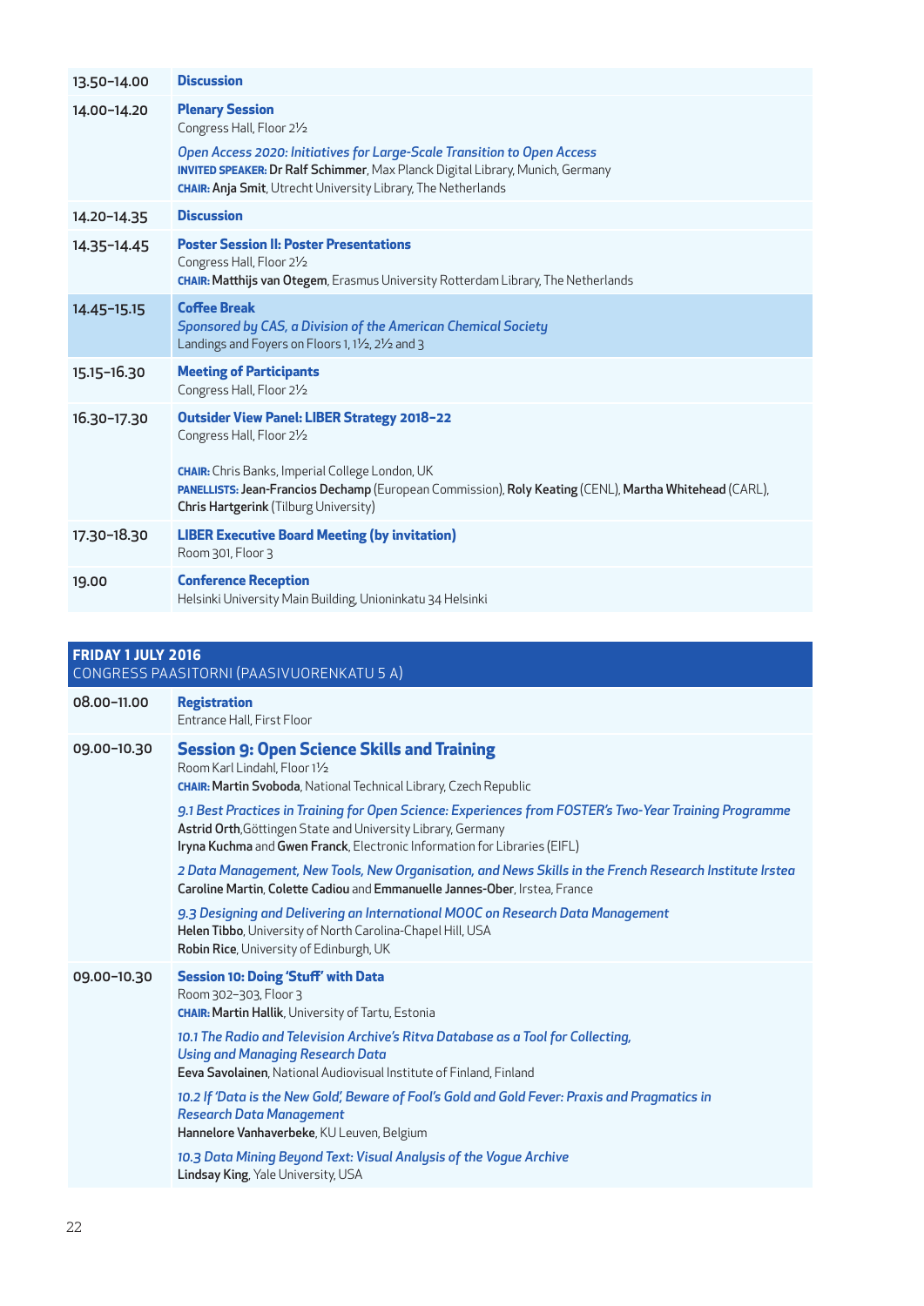| | |
|---|---|
| 13.50–14.00 | **Discussion** |
| 14.00–14.20 | **Plenary Session**<br>Congress Hall, Floor 2½<br>*Open Access 2020: Initiatives for Large-Scale Transition to Open Access*<br>**INVITED SPEAKER: Dr Ralf Schimmer**, Max Planck Digital Library, Munich, Germany<br>**CHAIR: Anja Smit**, Utrecht University Library, The Netherlands |
| 14.20–14.35 | **Discussion** |
| 14.35–14.45 | **Poster Session II: Poster Presentations**<br>Congress Hall, Floor 2½<br>**CHAIR: Matthijs van Otegem**, Erasmus University Rotterdam Library, The Netherlands |
| 14.45–15.15 | **Coffee Break**<br>*Sponsored by CAS, a Division of the American Chemical Society*<br>Landings and Foyers on Floors 1, 1½, 2½ and 3 |
| 15.15–16.30 | **Meeting of Participants**<br>Congress Hall, Floor 2½ |
| 16.30–17.30 | **Outsider View Panel: LIBER Strategy 2018–22**<br>Congress Hall, Floor 2½<br>**CHAIR:** Chris Banks, Imperial College London, UK<br>**PANELLISTS: Jean-Francios Dechamp** (European Commission), **Roly Keating** (CENL), **Martha Whitehead** (CARL), **Chris Hartgerink** (Tilburg University) |
| 17.30–18.30 | **LIBER Executive Board Meeting (by invitation)**<br>Room 301, Floor 3 |
| 19.00 | **Conference Reception**<br>Helsinki University Main Building, Unioninkatu 34 Helsinki |

## FRIDAY 1 JULY 2016
CONGRESS PAASITORNI (PAASIVUORENKATU 5 A)

| | |
|---|---|
| 08.00–11.00 | **Registration**<br>Entrance Hall, First Floor |
| 09.00–10.30 | **Session 9: Open Science Skills and Training**<br>Room Karl Lindahl, Floor 1½<br>**CHAIR: Martin Svoboda**, National Technical Library, Czech Republic<br>*9.1 Best Practices in Training for Open Science: Experiences from FOSTER's Two-Year Training Programme*<br>**Astrid Orth**,Göttingen State and University Library, Germany<br>**Iryna Kuchma** and **Gwen Franck**, Electronic Information for Libraries (EIFL)<br>*2 Data Management, New Tools, New Organisation, and News Skills in the French Research Institute Irstea*<br>**Caroline Martin**, **Colette Cadiou** and **Emmanuelle Jannes-Ober**, Irstea, France<br>*9.3 Designing and Delivering an International MOOC on Research Data Management*<br>**Helen Tibbo**, University of North Carolina-Chapel Hill, USA<br>**Robin Rice**, University of Edinburgh, UK |
| 09.00–10.30 | **Session 10: Doing 'Stuff' with Data**<br>Room 302–303, Floor 3<br>**CHAIR: Martin Hallik**, University of Tartu, Estonia<br>*10.1 The Radio and Television Archive's Ritva Database as a Tool for Collecting, Using and Managing Research Data*<br>**Eeva Savolainen**, National Audiovisual Institute of Finland, Finland<br>*10.2 If 'Data is the New Gold', Beware of Fool's Gold and Gold Fever: Praxis and Pragmatics in Research Data Management*<br>**Hannelore Vanhaverbeke**, KU Leuven, Belgium<br>*10.3 Data Mining Beyond Text: Visual Analysis of the Vogue Archive*<br>**Lindsay King**, Yale University, USA |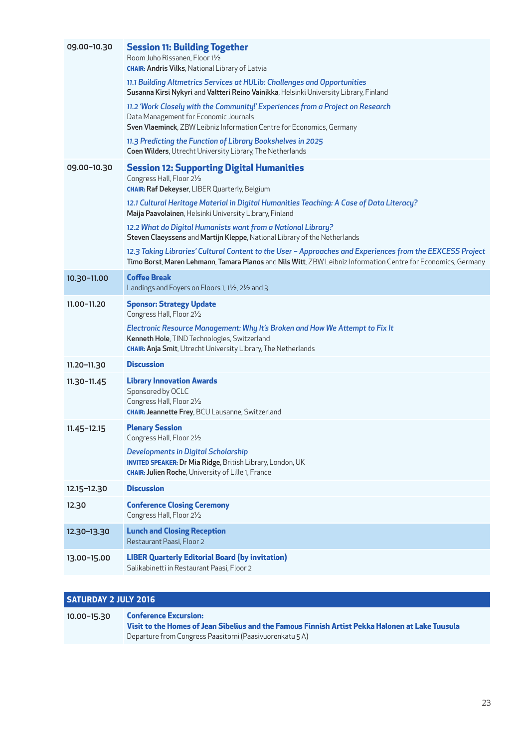| | |
|---|---|
| 09.00–10.30 | **Session 11: Building Together**<br>Room Juho Rissanen, Floor 1½<br>**CHAIR:** **Andris Vilks**, National Library of Latvia<br>*11.1 Building Altmetrics Services at HULib: Challenges and Opportunities*<br>**Susanna Kirsi Nykyri** and **Valtteri Reino Vainikka**, Helsinki University Library, Finland<br>*11.2 'Work Closely with the Community!' Experiences from a Project on Research* Data Management for Economic Journals<br>**Sven Vlaeminck**, ZBW Leibniz Information Centre for Economics, Germany<br>*11.3 Predicting the Function of Library Bookshelves in 2025*<br>**Coen Wilders**, Utrecht University Library, The Netherlands |
| 09.00–10.30 | **Session 12: Supporting Digital Humanities**<br>Congress Hall, Floor 2½<br>**CHAIR:** **Raf Dekeyser**, LIBER Quarterly, Belgium<br>*12.1 Cultural Heritage Material in Digital Humanities Teaching: A Case of Data Literacy?*<br>**Maija Paavolainen**, Helsinki University Library, Finland<br>*12.2 What do Digital Humanists want from a National Library?*<br>**Steven Claeyssens** and **Martijn Kleppe**, National Library of the Netherlands<br>*12.3 Taking Libraries' Cultural Content to the User – Approaches and Experiences from the EEXCESS Project*<br>**Timo Borst**, **Maren Lehmann**, **Tamara Pianos** and **Nils Witt**, ZBW Leibniz Information Centre for Economics, Germany |
| 10.30–11.00 | **Coffee Break**<br>Landings and Foyers on Floors 1, 1½, 2½ and 3 |
| 11.00–11.20 | **Sponsor: Strategy Update**<br>Congress Hall, Floor 2½<br>*Electronic Resource Management: Why It's Broken and How We Attempt to Fix It*<br>**Kenneth Hole**, TIND Technologies, Switzerland<br>**CHAIR:** **Anja Smit**, Utrecht University Library, The Netherlands |
| 11.20–11.30 | **Discussion** |
| 11.30–11.45 | **Library Innovation Awards**<br>Sponsored by OCLC<br>Congress Hall, Floor 2½<br>**CHAIR:** **Jeannette Frey**, BCU Lausanne, Switzerland |
| 11.45–12.15 | **Plenary Session**<br>Congress Hall, Floor 2½<br>*Developments in Digital Scholarship*<br>**INVITED SPEAKER:** **Dr Mia Ridge**, British Library, London, UK<br>**CHAIR:** **Julien Roche**, University of Lille 1, France |
| 12.15–12.30 | **Discussion** |
| 12.30 | **Conference Closing Ceremony**<br>Congress Hall, Floor 2½ |
| 12.30–13.30 | **Lunch and Closing Reception**<br>Restaurant Paasi, Floor 2 |
| 13.00–15.00 | **LIBER Quarterly Editorial Board (by invitation)**<br>Salikabinetti in Restaurant Paasi, Floor 2 |

## SATURDAY 2 JULY 2016

| | |
|---|---|
| 10.00–15.30 | **Conference Excursion:**<br>**Visit to the Homes of Jean Sibelius and the Famous Finnish Artist Pekka Halonen at Lake Tuusula**<br>Departure from Congress Paasitorni (Paasivuorenkatu 5 A) |